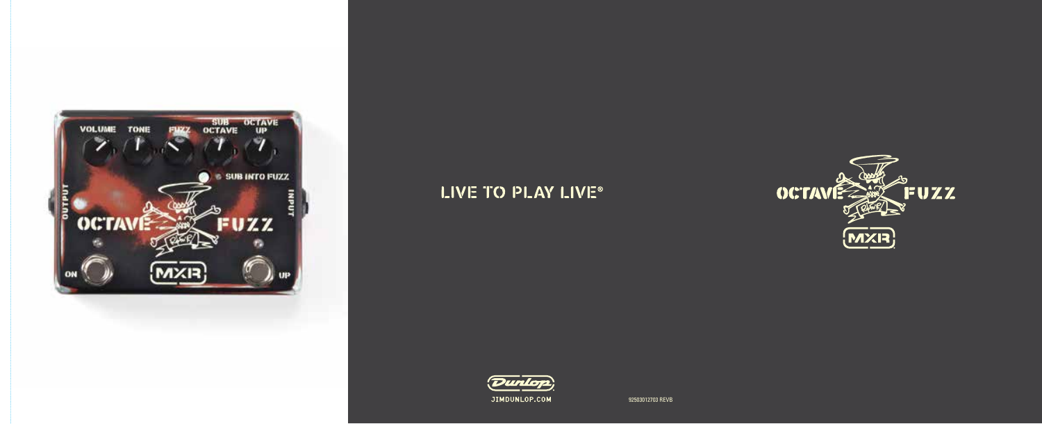LIVE TO PLAY LIVE®

OCTAVE FUZZ

MXR

JIMDUNLOP.COM

92503012703 REVB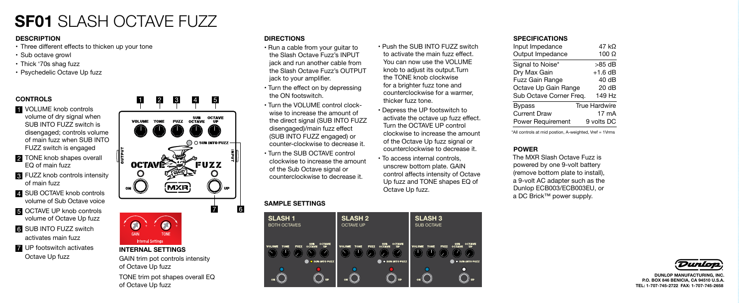# SF01 SLASH OCTAVE FUZZ

### DESCRIPTION

- Three different effects to thicken up your tone
- Sub octave growl
- Thick '70s shag fuzz
- Psychedelic Octave Up fuzz

### CONTROLS

1. VOLUME knob controls volume of dry signal when SUB INTO FUZZ switch is disengaged; controls volume of main fuzz when SUB INTO FUZZ switch is engaged
2. TONE knob shapes overall EQ of main fuzz
3. FUZZ knob controls intensity of main fuzz
4. SUB OCTAVE knob controls volume of Sub Octave voice
5. OCTAVE UP knob controls volume of Octave Up fuzz
6. SUB INTO FUZZ switch activates main fuzz
7. UP footswitch activates Octave Up fuzz

VOLUME TONE FUZZ SUB OCTAVE OCTAVE UP
SUB INTO FUZZ
OUTPUT INPUT
OCTAVE FUZZ
ON UP
MXR

GAIN TONE
Internal Settings

### INTERNAL SETTINGS

GAIN trim pot controls intensity of Octave Up fuzz

TONE trim pot shapes overall EQ of Octave Up fuzz

### DIRECTIONS

- Run a cable from your guitar to the Slash Octave Fuzz's INPUT jack and run another cable from the Slash Octave Fuzz's OUTPUT jack to your amplifier.
- Turn the effect on by depressing the ON footswitch.
- Turn the VOLUME control clockwise to increase the amount of the direct signal (SUB INTO FUZZ disengaged)/main fuzz effect (SUB INTO FUZZ engaged) or counter-clockwise to decrease it.
- Turn the SUB OCTAVE control clockwise to increase the amount of the Sub Octave signal or counterclockwise to decrease it.
- Push the SUB INTO FUZZ switch to activate the main fuzz effect. You can now use the VOLUME knob to adjust its output.Turn the TONE knob clockwise for a brighter fuzz tone and counterclockwise for a warmer, thicker fuzz tone.
- Depress the UP footswitch to activate the octave up fuzz effect. Turn the OCTAVE UP control clockwise to increase the amount of the Octave Up fuzz signal or counterclockwise to decrease it.
- To access internal controls, unscrew bottom plate. GAIN control affects intensity of Octave Up fuzz and TONE shapes EQ of Octave Up fuzz.

### SAMPLE SETTINGS

SLASH 1
BOTH OCTAVES

SLASH 2
OCTAVE UP

SLASH 3
SUB OCTAVE

### SPECIFICATIONS

| | |
|---|---|
| Input Impedance | 47 kΩ |
| Output Impedance | 100 Ω |
| Signal to Noise* | >85 dB |
| Dry Max Gain | +1.6 dB |
| Fuzz Gain Range | 40 dB |
| Octave Up Gain Range | 20 dB |
| Sub Octave Corner Freq. | 149 Hz |
| Bypass | True Hardwire |
| Current Draw | 17 mA |
| Power Requirement | 9 volts DC |

*All controls at mid postion, A-weighted, Vref = 1Vrms

### POWER

The MXR Slash Octave Fuzz is powered by one 9-volt battery (remove bottom plate to install), a 9-volt AC adapter such as the Dunlop ECB003/ECB003EU, or a DC Brick™ power supply.

Dunlop

DUNLOP MANUFACTURING, INC.
P.O. BOX 846 BENICIA, CA 94510 U.S.A.
TEL: 1-707-745-2722 FAX: 1-707-745-2658